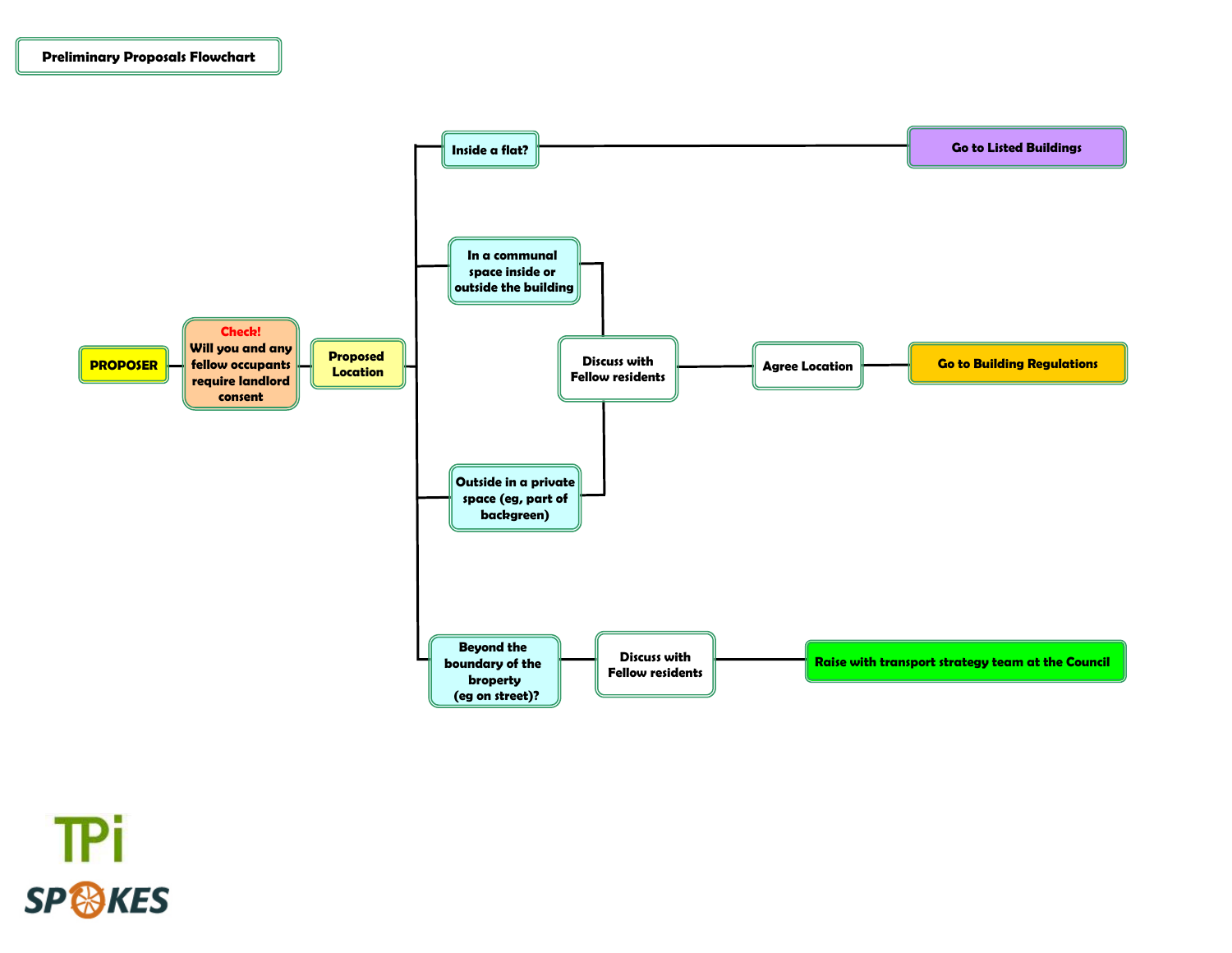# Preliminary Proposals Flowchart

**PROPOSER** → **Check! Will you and any fellow occupants require landlord consent** → **Proposed Location**

- **Inside a flat?** → **Go to Listed Buildings**
- **In a communal space inside or outside the building** → **Discuss with Fellow residents** → **Agree Location** → **Go to Building Regulations**
- **Outside in a private space (eg, part of backgreen)** → **Discuss with Fellow residents** → **Agree Location** → **Go to Building Regulations**
- **Beyond the boundary of the broperty (eg on street)?** → **Discuss with Fellow residents** → **Raise with transport strategy team at the Council**

TPi SPOKES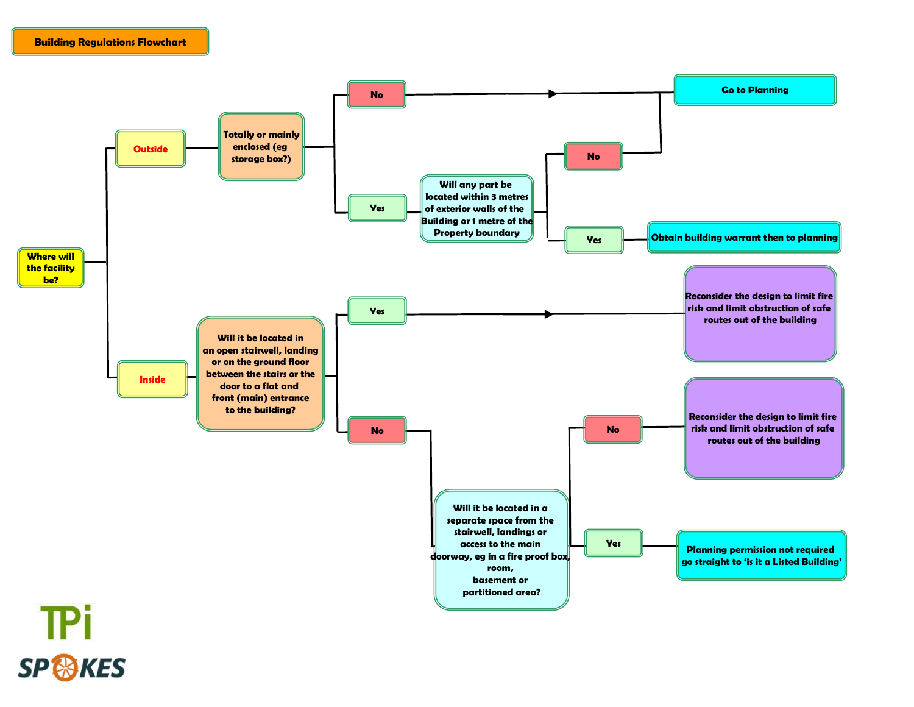# Building Regulations Flowchart

**Where will the facility be?**

- **Outside**
  - **Totally or mainly enclosed (eg storage box?)**
    - **No** → **Go to Planning**
    - **Yes** → **Will any part be located within 3 metres of exterior walls of the Building or 1 metre of the Property boundary**
      - **No** → **Go to Planning**
      - **Yes** → **Obtain building warrant then to planning**
- **Inside**
  - **Will it be located in an open stairwell, landing or on the ground floor between the stairs or the door to a flat and front (main) entrance to the building?**
    - **Yes** → **Reconsider the design to limit fire risk and limit obstruction of safe routes out of the building**
    - **No** → **Will it be located in a separate space from the stairwell, landings or access to the main doorway, eg in a fire proof box, room, basement or partitioned area?**
      - **No** → **Reconsider the design to limit fire risk and limit obstruction of safe routes out of the building**
      - **Yes** → **Planning permission not required go straight to 'is it a Listed Building'**

TPi SPOKES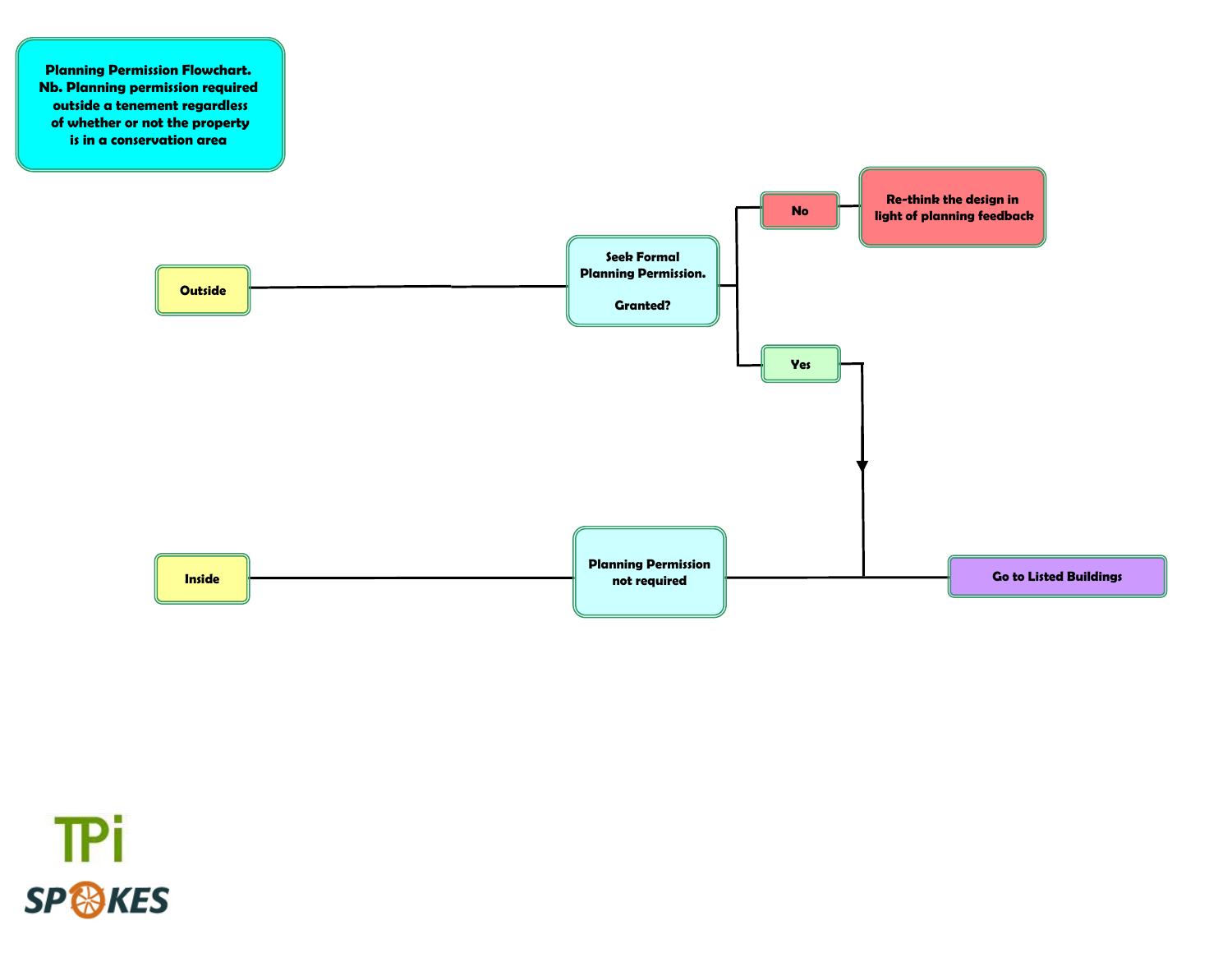**Planning Permission Flowchart.**
**Nb. Planning permission required outside a tenement regardless of whether or not the property is in a conservation area**

**Outside**

**Seek Formal Planning Permission.**

**Granted?**

**No**

**Re-think the design in light of planning feedback**

**Yes**

**Inside**

**Planning Permission not required**

**Go to Listed Buildings**

TPi SPOKES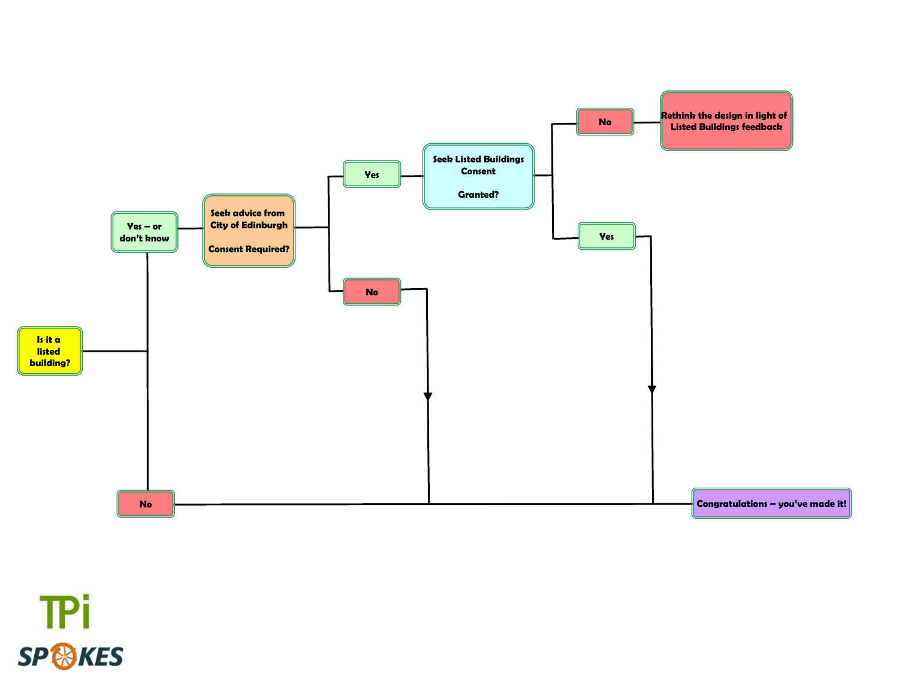Is it a listed building?

Yes – or don't know

Seek advice from City of Edinburgh

Consent Required?

Yes

Seek Listed Buildings Consent

Granted?

No

Rethink the design in light of Listed Buildings feedback

Yes

No

No

Congratulations – you've made it!

TPi

SPOKES